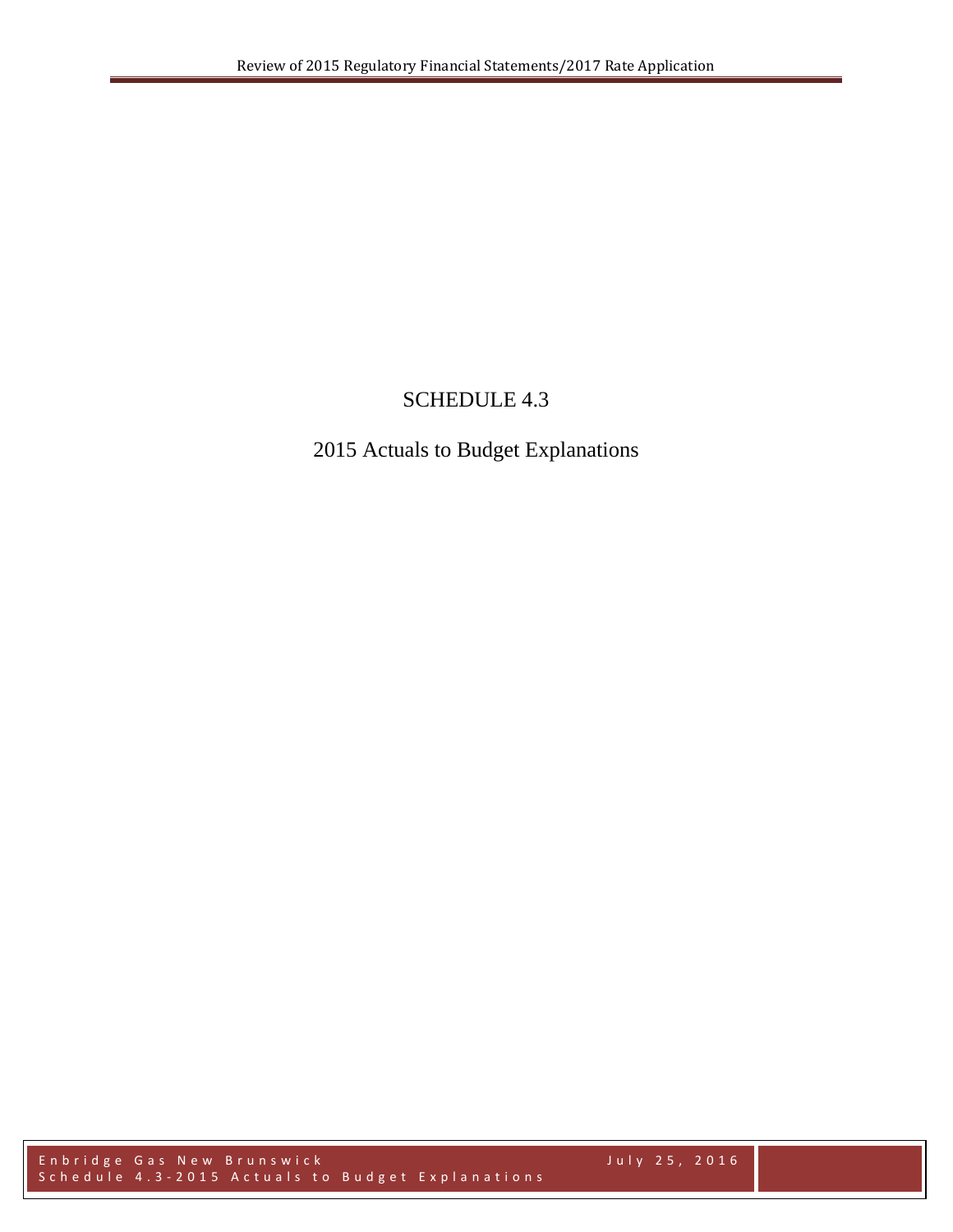# SCHEDULE 4.3

## 2015 Actuals to Budget Explanations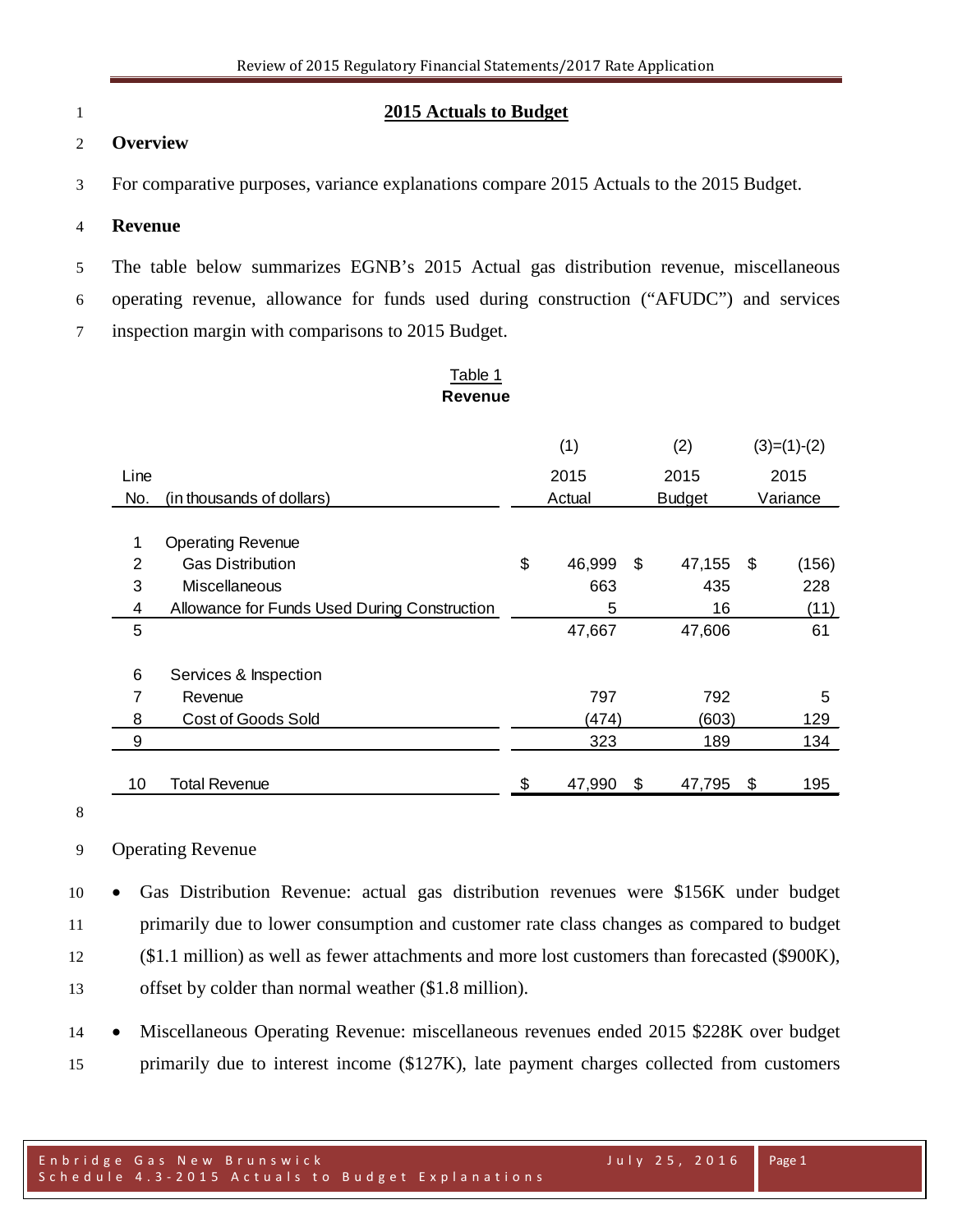# 2015 Actuals to Budget

## Overview

For comparative purposes, variance explanations compare 2015 Actuals to the 2015 Budget.

## Revenue

The table below summarizes EGNB's 2015 Actual gas distribution revenue, miscellaneous operating revenue, allowance for funds used during construction ("AFUDC") and services inspection margin with comparisons to 2015 Budget.

Table 1
**Revenue**

| Line No. | (in thousands of dollars) | (1) 2015 Actual | (2) 2015 Budget | (3)=(1)-(2) 2015 Variance |
|---|---|---|---|---|
| 1 | Operating Revenue | | | |
| 2 | Gas Distribution | $ 46,999 | $ 47,155 | $ (156) |
| 3 | Miscellaneous | 663 | 435 | 228 |
| 4 | Allowance for Funds Used During Construction | 5 | 16 | (11) |
| 5 | | 47,667 | 47,606 | 61 |
| 6 | Services & Inspection | | | |
| 7 | Revenue | 797 | 792 | 5 |
| 8 | Cost of Goods Sold | (474) | (603) | 129 |
| 9 | | 323 | 189 | 134 |
| 10 | Total Revenue | $ 47,990 | $ 47,795 | $ 195 |

Operating Revenue

- Gas Distribution Revenue: actual gas distribution revenues were $156K under budget primarily due to lower consumption and customer rate class changes as compared to budget ($1.1 million) as well as fewer attachments and more lost customers than forecasted ($900K), offset by colder than normal weather ($1.8 million).
- Miscellaneous Operating Revenue: miscellaneous revenues ended 2015 $228K over budget primarily due to interest income ($127K), late payment charges collected from customers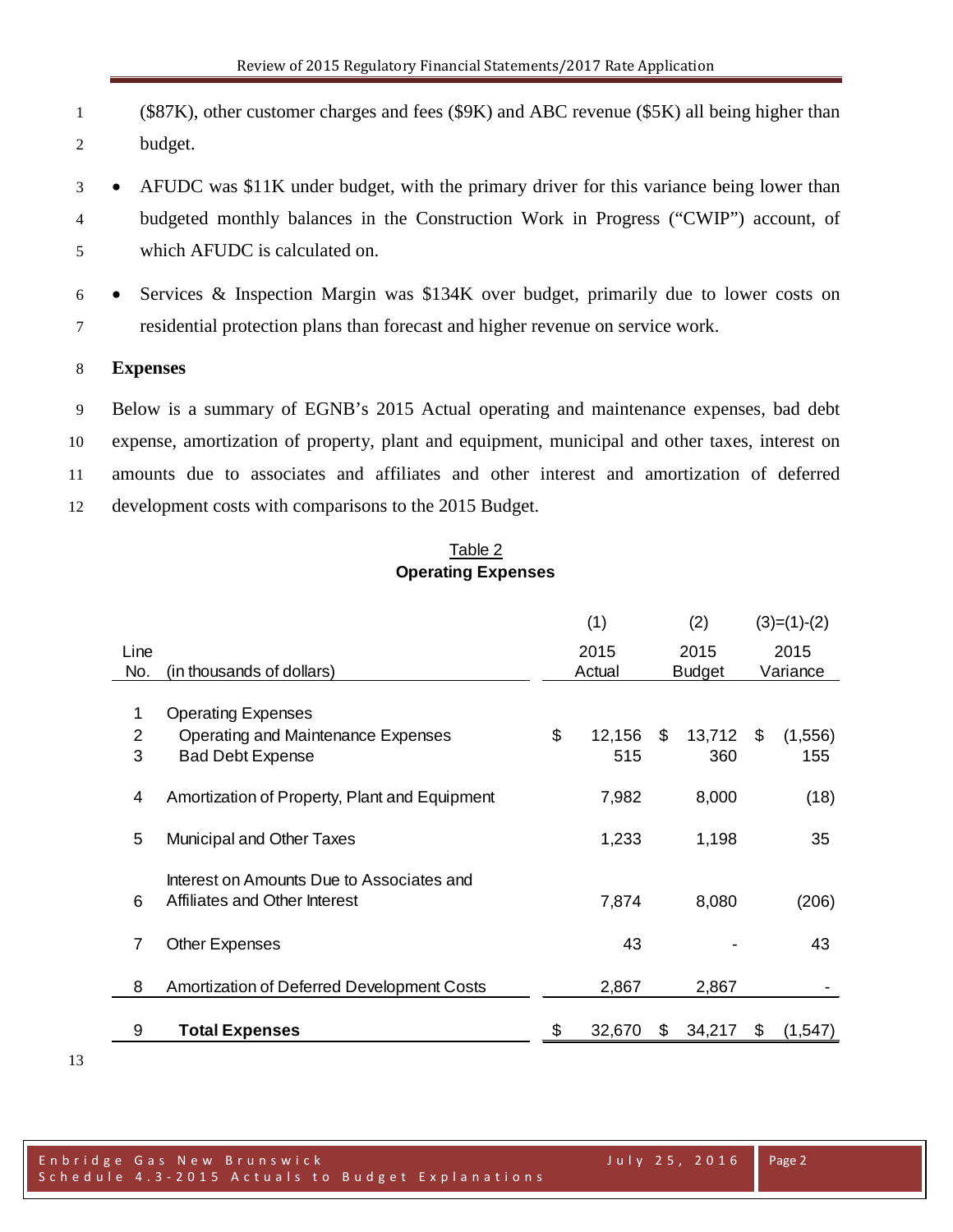($87K), other customer charges and fees ($9K) and ABC revenue ($5K) all being higher than budget.

- AFUDC was $11K under budget, with the primary driver for this variance being lower than budgeted monthly balances in the Construction Work in Progress ("CWIP") account, of which AFUDC is calculated on.
- Services & Inspection Margin was $134K over budget, primarily due to lower costs on residential protection plans than forecast and higher revenue on service work.

**Expenses**

Below is a summary of EGNB's 2015 Actual operating and maintenance expenses, bad debt expense, amortization of property, plant and equipment, municipal and other taxes, interest on amounts due to associates and affiliates and other interest and amortization of deferred development costs with comparisons to the 2015 Budget.

Table 2
**Operating Expenses**

| Line No. | (in thousands of dollars) | (1) 2015 Actual | (2) 2015 Budget | (3)=(1)-(2) 2015 Variance |
|---|---|---|---|---|
| 1 | Operating Expenses | | | |
| 2 | Operating and Maintenance Expenses | $ 12,156 | $ 13,712 | $ (1,556) |
| 3 | Bad Debt Expense | 515 | 360 | 155 |
| 4 | Amortization of Property, Plant and Equipment | 7,982 | 8,000 | (18) |
| 5 | Municipal and Other Taxes | 1,233 | 1,198 | 35 |
| 6 | Interest on Amounts Due to Associates and Affiliates and Other Interest | 7,874 | 8,080 | (206) |
| 7 | Other Expenses | 43 | - | 43 |
| 8 | Amortization of Deferred Development Costs | 2,867 | 2,867 | - |
| 9 | **Total Expenses** | $ 32,670 | $ 34,217 | $ (1,547) |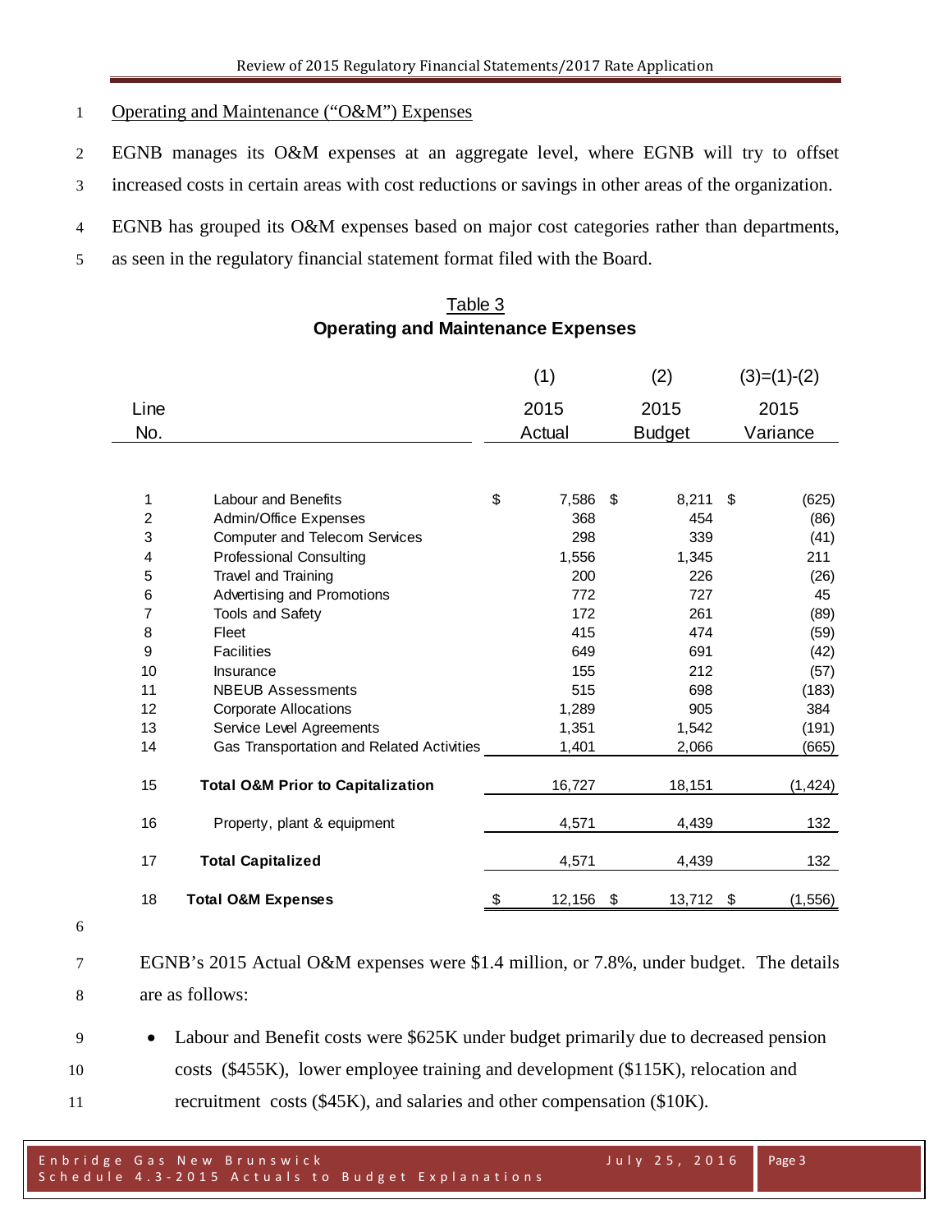Operating and Maintenance ("O&M") Expenses

EGNB manages its O&M expenses at an aggregate level, where EGNB will try to offset increased costs in certain areas with cost reductions or savings in other areas of the organization.

EGNB has grouped its O&M expenses based on major cost categories rather than departments, as seen in the regulatory financial statement format filed with the Board.

Table 3
**Operating and Maintenance Expenses**

| Line No. | | (1) 2015 Actual | (2) 2015 Budget | (3)=(1)-(2) 2015 Variance |
|---|---|---|---|---|
| 1 | Labour and Benefits | $ 7,586 | $ 8,211 | $ (625) |
| 2 | Admin/Office Expenses | 368 | 454 | (86) |
| 3 | Computer and Telecom Services | 298 | 339 | (41) |
| 4 | Professional Consulting | 1,556 | 1,345 | 211 |
| 5 | Travel and Training | 200 | 226 | (26) |
| 6 | Advertising and Promotions | 772 | 727 | 45 |
| 7 | Tools and Safety | 172 | 261 | (89) |
| 8 | Fleet | 415 | 474 | (59) |
| 9 | Facilities | 649 | 691 | (42) |
| 10 | Insurance | 155 | 212 | (57) |
| 11 | NBEUB Assessments | 515 | 698 | (183) |
| 12 | Corporate Allocations | 1,289 | 905 | 384 |
| 13 | Service Level Agreements | 1,351 | 1,542 | (191) |
| 14 | Gas Transportation and Related Activities | 1,401 | 2,066 | (665) |
| 15 | **Total O&M Prior to Capitalization** | 16,727 | 18,151 | (1,424) |
| 16 | Property, plant & equipment | 4,571 | 4,439 | 132 |
| 17 | **Total Capitalized** | 4,571 | 4,439 | 132 |
| 18 | **Total O&M Expenses** | $ 12,156 | $ 13,712 | $ (1,556) |

EGNB's 2015 Actual O&M expenses were $1.4 million, or 7.8%, under budget. The details are as follows:

- Labour and Benefit costs were $625K under budget primarily due to decreased pension costs ($455K), lower employee training and development ($115K), relocation and recruitment costs ($45K), and salaries and other compensation ($10K).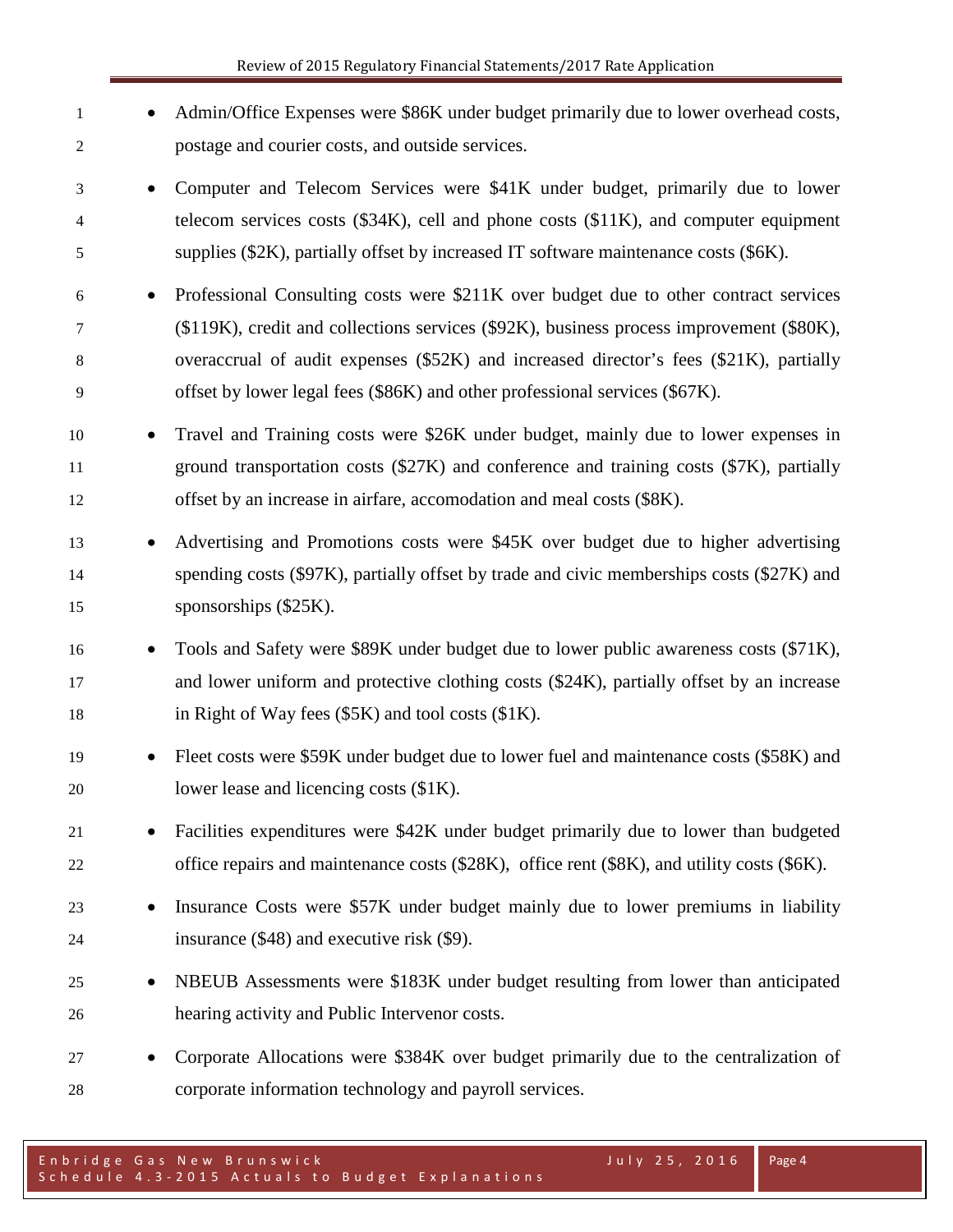- Admin/Office Expenses were $86K under budget primarily due to lower overhead costs, postage and courier costs, and outside services.
- Computer and Telecom Services were $41K under budget, primarily due to lower telecom services costs ($34K), cell and phone costs ($11K), and computer equipment supplies ($2K), partially offset by increased IT software maintenance costs ($6K).
- Professional Consulting costs were $211K over budget due to other contract services ($119K), credit and collections services ($92K), business process improvement ($80K), overaccrual of audit expenses ($52K) and increased director's fees ($21K), partially offset by lower legal fees ($86K) and other professional services ($67K).
- Travel and Training costs were $26K under budget, mainly due to lower expenses in ground transportation costs ($27K) and conference and training costs ($7K), partially offset by an increase in airfare, accomodation and meal costs ($8K).
- Advertising and Promotions costs were $45K over budget due to higher advertising spending costs ($97K), partially offset by trade and civic memberships costs ($27K) and sponsorships ($25K).
- Tools and Safety were $89K under budget due to lower public awareness costs ($71K), and lower uniform and protective clothing costs ($24K), partially offset by an increase in Right of Way fees ($5K) and tool costs ($1K).
- Fleet costs were $59K under budget due to lower fuel and maintenance costs ($58K) and lower lease and licencing costs ($1K).
- Facilities expenditures were $42K under budget primarily due to lower than budgeted office repairs and maintenance costs ($28K), office rent ($8K), and utility costs ($6K).
- Insurance Costs were $57K under budget mainly due to lower premiums in liability insurance ($48) and executive risk ($9).
- NBEUB Assessments were $183K under budget resulting from lower than anticipated hearing activity and Public Intervenor costs.
- Corporate Allocations were $384K over budget primarily due to the centralization of corporate information technology and payroll services.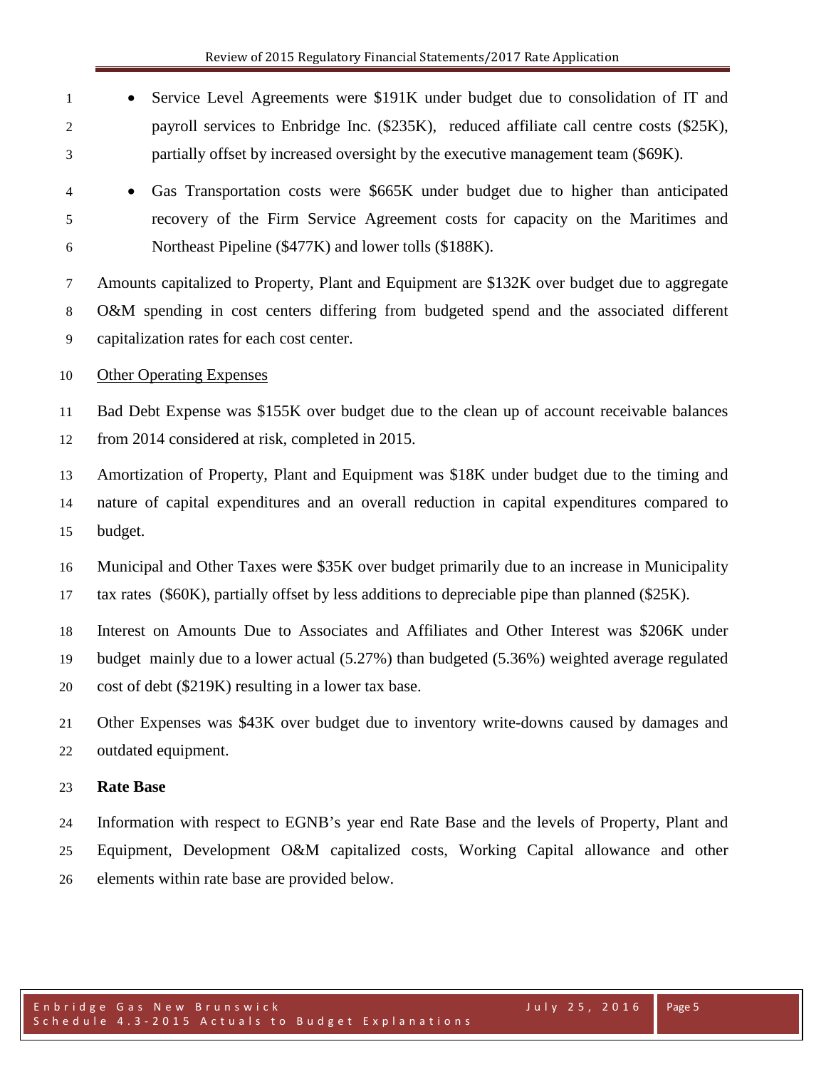- Service Level Agreements were $191K under budget due to consolidation of IT and payroll services to Enbridge Inc. ($235K), reduced affiliate call centre costs ($25K), partially offset by increased oversight by the executive management team ($69K).
- Gas Transportation costs were $665K under budget due to higher than anticipated recovery of the Firm Service Agreement costs for capacity on the Maritimes and Northeast Pipeline ($477K) and lower tolls ($188K).

Amounts capitalized to Property, Plant and Equipment are $132K over budget due to aggregate O&M spending in cost centers differing from budgeted spend and the associated different capitalization rates for each cost center.

Other Operating Expenses

Bad Debt Expense was $155K over budget due to the clean up of account receivable balances from 2014 considered at risk, completed in 2015.

Amortization of Property, Plant and Equipment was $18K under budget due to the timing and nature of capital expenditures and an overall reduction in capital expenditures compared to budget.

Municipal and Other Taxes were $35K over budget primarily due to an increase in Municipality tax rates ($60K), partially offset by less additions to depreciable pipe than planned ($25K).

Interest on Amounts Due to Associates and Affiliates and Other Interest was $206K under budget mainly due to a lower actual (5.27%) than budgeted (5.36%) weighted average regulated cost of debt ($219K) resulting in a lower tax base.

Other Expenses was $43K over budget due to inventory write-downs caused by damages and outdated equipment.

**Rate Base**

Information with respect to EGNB's year end Rate Base and the levels of Property, Plant and Equipment, Development O&M capitalized costs, Working Capital allowance and other elements within rate base are provided below.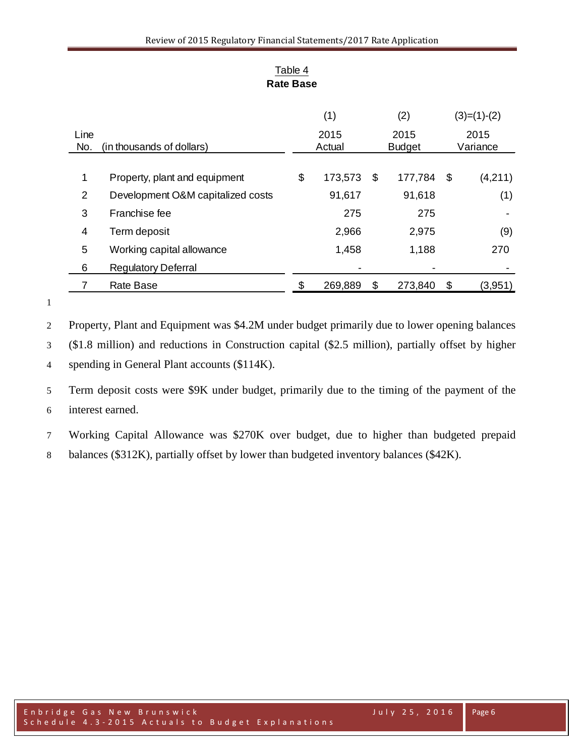Table 4

**Rate Base**

| Line No. | (in thousands of dollars) | (1) 2015 Actual | (2) 2015 Budget | (3)=(1)-(2) 2015 Variance |
|---|---|---|---|---|
| 1 | Property, plant and equipment | $ 173,573 | $ 177,784 | $ (4,211) |
| 2 | Development O&M capitalized costs | 91,617 | 91,618 | (1) |
| 3 | Franchise fee | 275 | 275 | - |
| 4 | Term deposit | 2,966 | 2,975 | (9) |
| 5 | Working capital allowance | 1,458 | 1,188 | 270 |
| 6 | Regulatory Deferral | - | - | - |
| 7 | Rate Base | $ 269,889 | $ 273,840 | $ (3,951) |

Property, Plant and Equipment was $4.2M under budget primarily due to lower opening balances ($1.8 million) and reductions in Construction capital ($2.5 million), partially offset by higher spending in General Plant accounts ($114K).

Term deposit costs were $9K under budget, primarily due to the timing of the payment of the interest earned.

Working Capital Allowance was $270K over budget, due to higher than budgeted prepaid balances ($312K), partially offset by lower than budgeted inventory balances ($42K).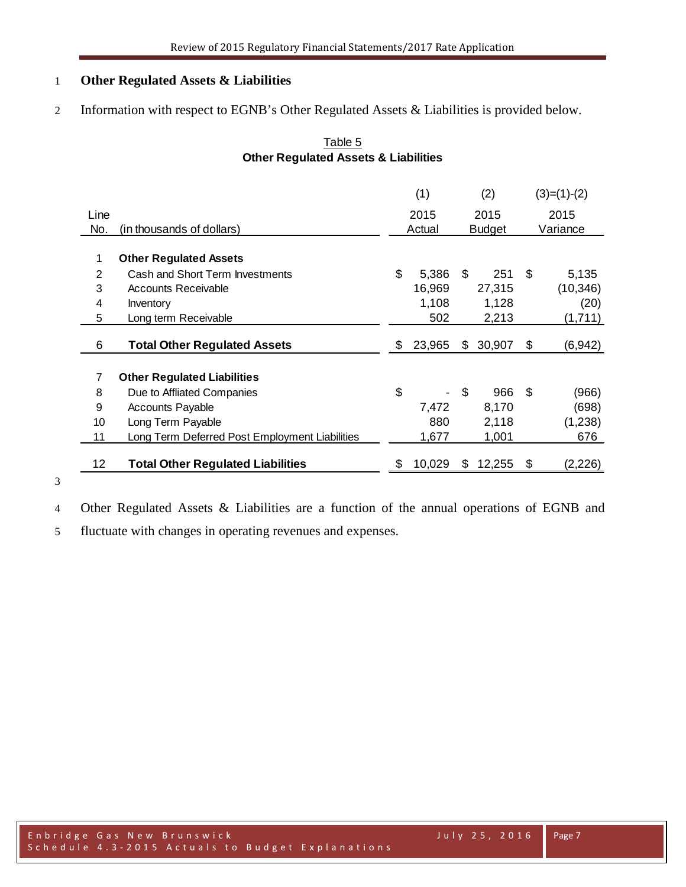## Other Regulated Assets & Liabilities

Information with respect to EGNB's Other Regulated Assets & Liabilities is provided below.

Table 5
**Other Regulated Assets & Liabilities**

| Line No. | (in thousands of dollars) | (1) 2015 Actual | (2) 2015 Budget | (3)=(1)-(2) 2015 Variance |
|---|---|---|---|---|
| 1 | **Other Regulated Assets** | | | |
| 2 | Cash and Short Term Investments | $ 5,386 | $ 251 | $ 5,135 |
| 3 | Accounts Receivable | 16,969 | 27,315 | (10,346) |
| 4 | Inventory | 1,108 | 1,128 | (20) |
| 5 | Long term Receivable | 502 | 2,213 | (1,711) |
| 6 | **Total Other Regulated Assets** | $ 23,965 | $ 30,907 | $ (6,942) |
| 7 | **Other Regulated Liabilities** | | | |
| 8 | Due to Affliated Companies | $ - | $ 966 | $ (966) |
| 9 | Accounts Payable | 7,472 | 8,170 | (698) |
| 10 | Long Term Payable | 880 | 2,118 | (1,238) |
| 11 | Long Term Deferred Post Employment Liabilities | 1,677 | 1,001 | 676 |
| 12 | **Total Other Regulated Liabilities** | $ 10,029 | $ 12,255 | $ (2,226) |

Other Regulated Assets & Liabilities are a function of the annual operations of EGNB and fluctuate with changes in operating revenues and expenses.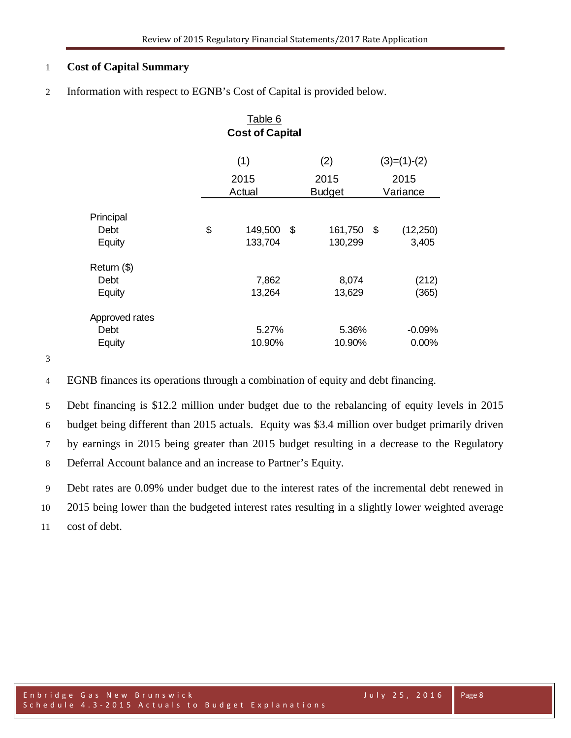# Cost of Capital Summary

Information with respect to EGNB's Cost of Capital is provided below.

Table 6
**Cost of Capital**

| | (1) 2015 Actual | (2) 2015 Budget | (3)=(1)-(2) 2015 Variance |
|---|---|---|---|
| Principal | | | |
| Debt | $ 149,500 | $ 161,750 | $ (12,250) |
| Equity | 133,704 | 130,299 | 3,405 |
| Return ($) | | | |
| Debt | 7,862 | 8,074 | (212) |
| Equity | 13,264 | 13,629 | (365) |
| Approved rates | | | |
| Debt | 5.27% | 5.36% | -0.09% |
| Equity | 10.90% | 10.90% | 0.00% |

EGNB finances its operations through a combination of equity and debt financing.

Debt financing is $12.2 million under budget due to the rebalancing of equity levels in 2015 budget being different than 2015 actuals. Equity was $3.4 million over budget primarily driven by earnings in 2015 being greater than 2015 budget resulting in a decrease to the Regulatory Deferral Account balance and an increase to Partner's Equity.

Debt rates are 0.09% under budget due to the interest rates of the incremental debt renewed in 2015 being lower than the budgeted interest rates resulting in a slightly lower weighted average cost of debt.